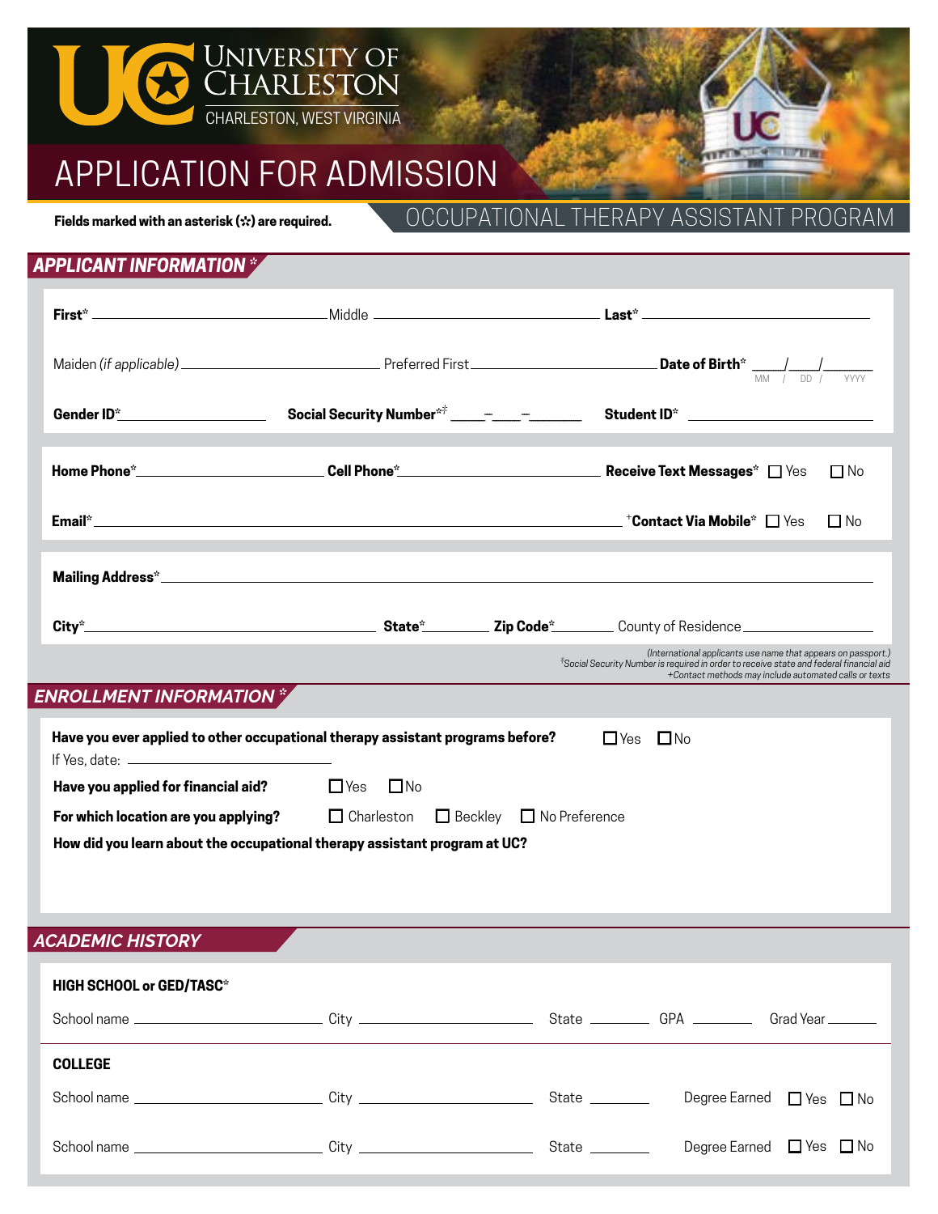# UNIVERSITY OF CHARLESTON

CHARLESTON, WEST VIRGINIA

# APPLICATION FOR ADMISSION

**Fields marked with an asterisk (*) are required.**

## OCCUPATIONAL THERAPY ASSISTANT PROGRAM

## APPLICANT INFORMATION *

**First*** ______________________ Middle ______________________ **Last*** ______________________

Maiden (*if applicable*) ______________________ Preferred First ______________________ **Date of Birth*** ____/____/________ (MM / DD / YYYY)

**Gender ID*** ______________ **Social Security Number*‡** _____–____–_______ **Student ID*** ______________________

**Home Phone*** ______________________ **Cell Phone*** ______________________ **Receive Text Messages*** ☐ Yes ☐ No

**Email*** ______________________________________________ +**Contact Via Mobile*** ☐ Yes ☐ No

**Mailing Address*** ______________________________________________

**City*** ______________________ **State*** ________ **Zip Code*** ________ County of Residence ______________________

*(International applicants use name that appears on passport.)*
*‡Social Security Number is required in order to receive state and federal financial aid*
*+Contact methods may include automated calls or texts*

## ENROLLMENT INFORMATION *

**Have you ever applied to other occupational therapy assistant programs before?** ☐ Yes ☐ No

If Yes, date: ______________________

**Have you applied for financial aid?** ☐ Yes ☐ No

**For which location are you applying?** ☐ Charleston ☐ Beckley ☐ No Preference

**How did you learn about the occupational therapy assistant program at UC?**

## ACADEMIC HISTORY

**HIGH SCHOOL or GED/TASC***

School name ______________________ City ______________________ State ________ GPA ________ Grad Year ________

**COLLEGE**

School name ______________________ City ______________________ State ________ Degree Earned ☐ Yes ☐ No

School name ______________________ City ______________________ State ________ Degree Earned ☐ Yes ☐ No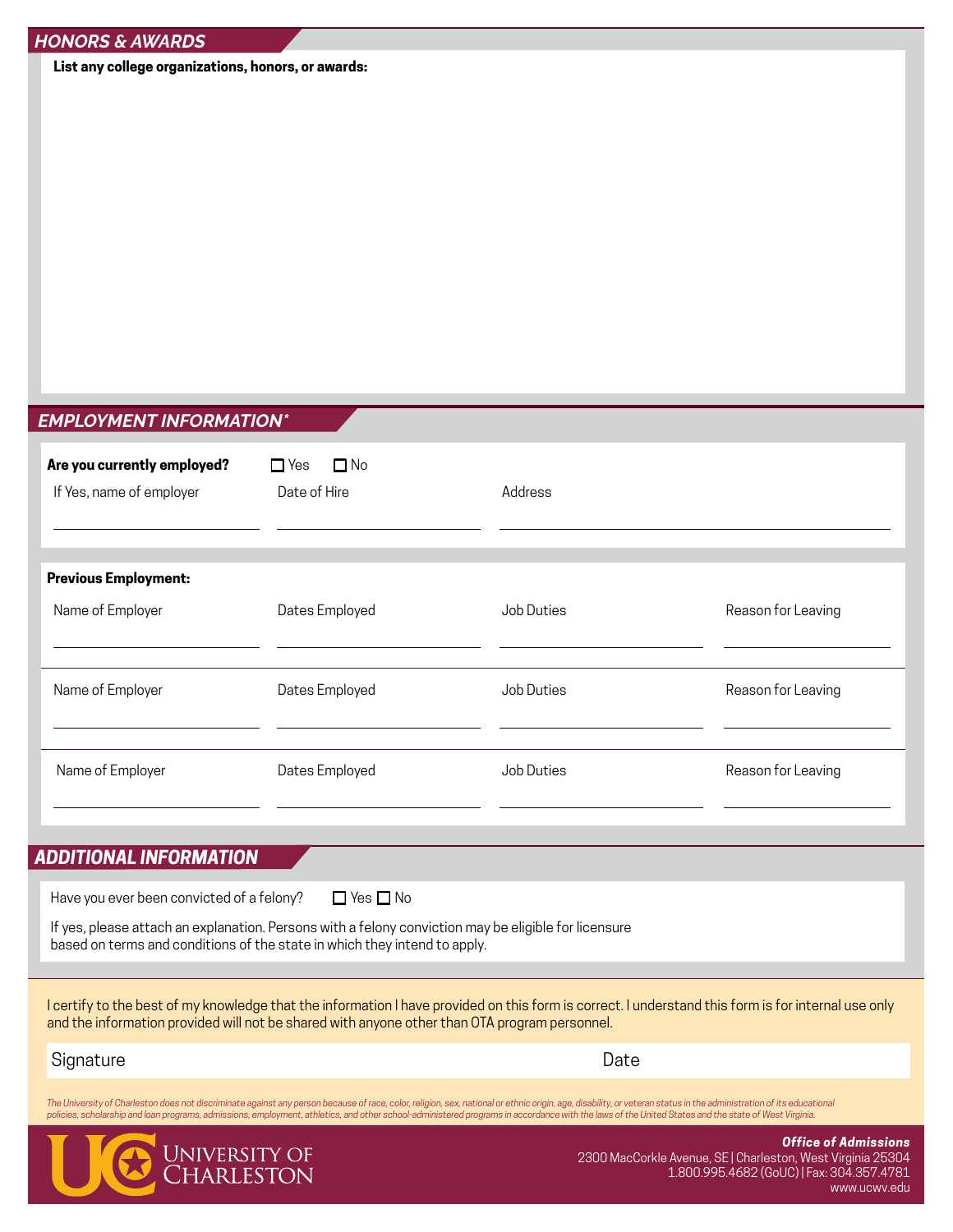## HONORS & AWARDS

**List any college organizations, honors, or awards:**

## EMPLOYMENT INFORMATION*

**Are you currently employed?** ☐ Yes ☐ No

| If Yes, name of employer | Date of Hire | Address |
|---|---|---|
| | | |

**Previous Employment:**

| Name of Employer | Dates Employed | Job Duties | Reason for Leaving |
|---|---|---|---|
| | | | |
| Name of Employer | Dates Employed | Job Duties | Reason for Leaving |
| | | | |
| Name of Employer | Dates Employed | Job Duties | Reason for Leaving |
| | | | |

## ADDITIONAL INFORMATION

Have you ever been convicted of a felony? ☐ Yes ☐ No

If yes, please attach an explanation. Persons with a felony conviction may be eligible for licensure based on terms and conditions of the state in which they intend to apply.

I certify to the best of my knowledge that the information I have provided on this form is correct. I understand this form is for internal use only and the information provided will not be shared with anyone other than OTA program personnel.

Signature Date

*The University of Charleston does not discriminate against any person because of race, color, religion, sex, national or ethnic origin, age, disability, or veteran status in the administration of its educational policies, scholarship and loan programs, admissions, employment, athletics, and other school-administered programs in accordance with the laws of the United States and the state of West Virginia.*

UNIVERSITY OF CHARLESTON

***Office of Admissions***
2300 MacCorkle Avenue, SE | Charleston, West Virginia 25304
1.800.995.4682 (GoUC) | Fax: 304.357.4781
www.ucwv.edu